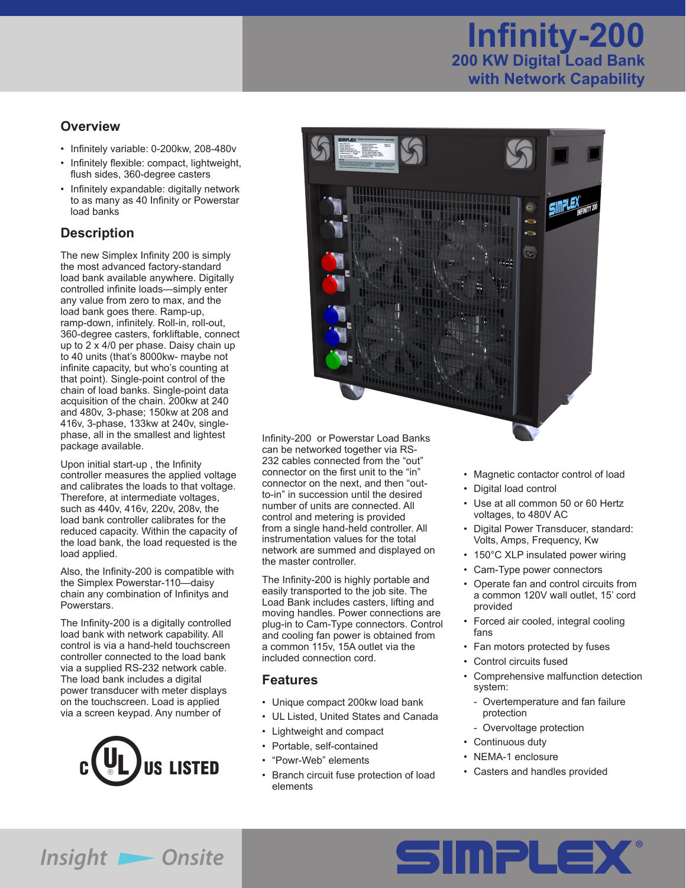# Infinity-200

## 200 KW Digital Load Bank with Network Capability

## Overview

- Infinitely variable: 0-200kw, 208-480v
- Infinitely flexible: compact, lightweight, flush sides, 360-degree casters
- Infinitely expandable: digitally network to as many as 40 Infinity or Powerstar load banks

## Description

The new Simplex Infinity 200 is simply the most advanced factory-standard load bank available anywhere. Digitally controlled infinite loads—simply enter any value from zero to max, and the load bank goes there. Ramp-up, ramp-down, infinitely. Roll-in, roll-out, 360-degree casters, forkliftable, connect up to 2 x 4/0 per phase. Daisy chain up to 40 units (that's 8000kw- maybe not infinite capacity, but who's counting at that point). Single-point control of the chain of load banks. Single-point data acquisition of the chain. 200kw at 240 and 480v, 3-phase; 150kw at 208 and 416v, 3-phase, 133kw at 240v, single-phase, all in the smallest and lightest package available.

Upon initial start-up , the Infinity controller measures the applied voltage and calibrates the loads to that voltage. Therefore, at intermediate voltages, such as 440v, 416v, 220v, 208v, the load bank controller calibrates for the reduced capacity. Within the capacity of the load bank, the load requested is the load applied.

Also, the Infinity-200 is compatible with the Simplex Powerstar-110—daisy chain any combination of Infinitys and Powerstars.

The Infinity-200 is a digitally controlled load bank with network capability. All control is via a hand-held touchscreen controller connected to the load bank via a supplied RS-232 network cable. The load bank includes a digital power transducer with meter displays on the touchscreen. Load is applied via a screen keypad. Any number of Infinity-200 or Powerstar Load Banks can be networked together via RS-232 cables connected from the "out" connector on the first unit to the "in" connector on the next, and then "out-to-in" in succession until the desired number of units are connected. All control and metering is provided from a single hand-held controller. All instrumentation values for the total network are summed and displayed on the master controller.

The Infinity-200 is highly portable and easily transported to the job site. The Load Bank includes casters, lifting and moving handles. Power connections are plug-in to Cam-Type connectors. Control and cooling fan power is obtained from a common 115v, 15A outlet via the included connection cord.

c UL US LISTED

## Features

- Unique compact 200kw load bank
- UL Listed, United States and Canada
- Lightweight and compact
- Portable, self-contained
- "Powr-Web" elements
- Branch circuit fuse protection of load elements
- Magnetic contactor control of load
- Digital load control
- Use at all common 50 or 60 Hertz voltages, to 480V AC
- Digital Power Transducer, standard: Volts, Amps, Frequency, Kw
- 150°C XLP insulated power wiring
- Cam-Type power connectors
- Operate fan and control circuits from a common 120V wall outlet, 15' cord provided
- Forced air cooled, integral cooling fans
- Fan motors protected by fuses
- Control circuits fused
- Comprehensive malfunction detection system:
  - Overtemperature and fan failure protection
  - Overvoltage protection
- Continuous duty
- NEMA-1 enclosure
- Casters and handles provided

Insight ► Onsite

SIMPLEX®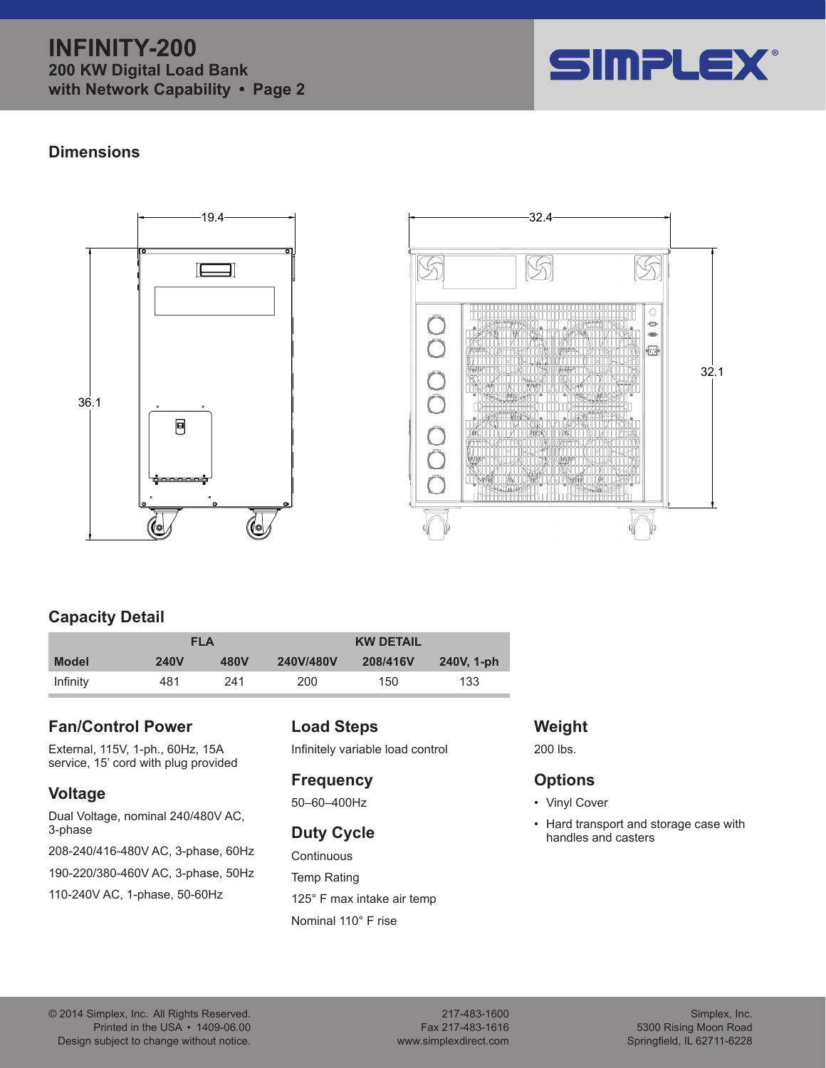## Dimensions

19.4

36.1

32.4

32.1

## Capacity Detail

| | FLA | | KW DETAIL | | |
|---|---|---|---|---|---|
| **Model** | **240V** | **480V** | **240V/480V** | **208/416V** | **240V, 1-ph** |
| Infinity | 481 | 241 | 200 | 150 | 133 |

## Fan/Control Power

External, 115V, 1-ph., 60Hz, 15A service, 15' cord with plug provided

## Voltage

Dual Voltage, nominal 240/480V AC, 3-phase

208-240/416-480V AC, 3-phase, 60Hz

190-220/380-460V AC, 3-phase, 50Hz

110-240V AC, 1-phase, 50-60Hz

## Load Steps

Infinitely variable load control

## Frequency

50–60–400Hz

## Duty Cycle

Continuous

Temp Rating

125° F max intake air temp

Nominal 110° F rise

## Weight

200 lbs.

## Options

- Vinyl Cover
- Hard transport and storage case with handles and casters

© 2014 Simplex, Inc. All Rights Reserved.
Printed in the USA • 1409-06.00
Design subject to change without notice.

217-483-1600
Fax 217-483-1616
www.simplexdirect.com

Simplex, Inc.
5300 Rising Moon Road
Springfield, IL 62711-6228